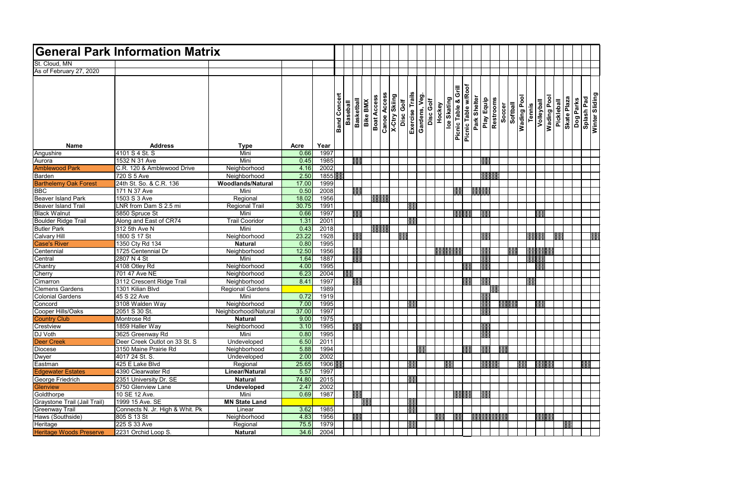# General Park Information Matrix

St. Cloud, MN

As of February 27, 2020

| Name | Address | Type | Acre | Year | Band Concert | Baseball | Basketball | Bike BMX | Boat Access | Canoe Access | X-Ctry Skiing | Disc Golf | Exercise Trails | Gardens, Veg. | Disc Golf | Hockey | Ice Skating | Picnic Table & Grill | Picnic Table w/Roof | Park Shelter | Play Equip | Restrooms | Soccer | Softball | Wading Pool | Tennis | Volleyball | Wading Pool | Pickleball | Skate Plaza | Dog Parks | Splash Pad | Winter Sliding |
|---|---|---|---|---|---|---|---|---|---|---|---|---|---|---|---|---|---|---|---|---|---|---|---|---|---|---|---|---|---|---|---|---|---|
| Angushire | 4101 S 4 St. S | Mini | 0.66 | 1997 | | | | | | | | | | | | | | | | | | | | | | | | | | | | | |
| Aurora | 1532 N 31 Ave | Mini | 0.45 | 1985 | | | X | | | | | | | | | | | | | | X | | | | | | | | | | | | |
| Amblewood Park | C.R. 120 & Amblewood Drive | Neighborhood | 4.16 | 2002 | | | | | | | | | | | | | | | | | | | | | | | | | | | | | |
| Barden | 720 S 5 Ave | Neighborhood | 2.50 | 1855 | X | | | | | | | | | | | | | | | | X | X | | | | | | | | | | | |
| Barthelemy Oak Forest | 24th St. So. & C.R. 136 | **Woodlands/Natural** | 17.00 | 1999 | | | | | | | | | | | | | | | | | | | | | | | | | | | | | |
| BBC | 171 N 37 Ave | Mini | 0.50 | 2008 | | | X | | | | | | | | | | | X | | X | X | | | | | | | | | | | | |
| Beaver Island Park | 1503 S 3 Ave | Regional | 18.02 | 1956 | | | | | X | X | | | | | | | | | | | | | | | | | | | | | | | |
| Beaver Island Trail | LNR from Dam S 2.5 mi | Regional Trail | 30.75 | 1991 | | | | | | | | | X | | | | | | | | | | | | | | | | | | | | |
| Black Walnut | 5850 Spruce St | Mini | 0.66 | 1997 | | | X | | | | | | | | | | | X | X | | X | | | | | | X | | | | | | |
| Boulder Ridge Trail | Along and East of CR74 | Trail Cooridor | 1.31 | 2001 | | | | | | | | | X | | | | | | | | | | | | | | | | | | | | |
| Butler Park | 312 5th Ave N | Mini | 0.43 | 2018 | | | | | X | X | | | | | | | | | | | | | | | | | | | | | | | |
| Calvary Hill | 1800 S 17 St | Neighborhood | 23.22 | 1928 | | | X | | | | | X | | | | | | | | | X | | | | | X | X | | X | | | | X |
| Case's River | 1350 Cty Rd 134 | **Natural** | 0.80 | 1995 | | | | | | | | | | | | | | | | | | | | | | | | | | | | | |
| Centennial | 1725 Centennial Dr | Neighborhood | 12.50 | 1956 | | | X | | | | | | | | | X | X | X | | | X | | | X | | X | X | X | | | | | |
| Central | 2807 N 4 St | Mini | 1.64 | 1887 | | | X | | | | | | | | | | | | | | X | | | | | X | X | | | | | | |
| Chantry | 4108 Otley Rd | Neighborhood | 4.00 | 1995 | | | | | | | | | | | | | | | X | | X | | | | | | X | | | | | | |
| Cherry | 701 47 Ave NE | Neighborhood | 6.23 | 2004 | | X | | | | | | | | | | | | | | | | | | | | | | | | | | | |
| Cimarron | 3112 Crescent Ridge Trail | Neighborhood | 8.41 | 1997 | | | X | | | | | | | | | | | | X | | X | | | | | X | | | | | | | |
| Clemens Gardens | 1301 Kilian Blvd | Regional Gardens | | 1989 | | | | | | | | | | | | | | | | | | X | | | | | | | | | | | |
| Colonial Gardens | 45 S 22 Ave | Mini | 0.72 | 1919 | | | | | | | | | | | | | | | | | X | | | | | | | | | | | | |
| Concord | 3108 Walden Way | Neighborhood | 7.00 | 1995 | | | | | | | | | X | | | | | | | | X | | X | X | | | X | | | | | | |
| Cooper Hills/Oaks | 2051 S 30 St. | Neighborhood/Natural | 37.00 | 1997 | | | | | | | | | | | | | | | | | X | | | | | | | | | | | | |
| Country Club | Montrose Rd | **Natural** | 9.00 | 1975 | | | | | | | | | | | | | | | | | | | | | | | | | | | | | |
| Crestview | 1859 Haller Way | Neighborhood | 3.10 | 1995 | | | X | | | | | | | | | | | | | | X | | | | | | | | | | | | |
| DJ Voth | 3625 Greenway Rd | Mini | 0.80 | 1995 | | | | | | | | | | | | | | | | | X | | | | | | | | | | | | |
| Deer Creek | Deer Creek Outlot on 33 St. S | Undeveloped | 6.50 | 2011 | | | | | | | | | | | | | | | | | | | | | | | | | | | | | |
| Diocese | 3150 Maine Prairie Rd | Neighborhood | 5.88 | 1994 | | | | | | | | | | X | | | | | X | | X | | X | | | | | | | | | | |
| Dwyer | 4017 24 St. S. | Undeveloped | 2.00 | 2002 | | | | | | | | | | | | | | | | | | | | | | | | | | | | | |
| Eastman | 425 E Lake Blvd | Regional | 25.65 | 1906 | X | | | | | | | | X | | | | X | | | | X | X | | | X | | X | X | | | | X | |
| Edgewater Estates | 4390 Clearwater Rd | **Linear/Natural** | 5.57 | 1997 | | | | | | | | | | | | | | | | | | | | | | | | | | | | | |
| George Friedrich | 2351 University Dr. SE | **Natural** | 74.80 | 2015 | | | | | | | | | X | | | | | | | | | | | | | | | | | | | | |
| Glenview | 5750 Glenview Lane | **Undeveloped** | 2.47 | 2002 | | | | | | | | | | | | | | | | | | | | | | | | | | | | | |
| Goldthorpe | 10 SE 12 Ave. | Mini | 0.69 | 1987 | | | X | | | | | | | | | | | X | X | | X | | | | | | | | | | | | |
| Graystone Trail (Jail Trail) | 1999 15 Ave. SE | **MN State Land** | | | | | | X | | | | | X | | | | | | | | | | | | | | | | | | | | |
| Greenway Trail | Connects N. Jr. High & Whit. Pk | Linear | 3.62 | 1985 | | | | | | | | | X | | | | | | | | | | | | | | | | | | | | |
| Haws (Southside) | 805 S 13 St | Neighborhood | 4.83 | 1956 | | | X | | | | | | | | | X | | X | | X | X | X | X | | | X | X | X | | | | | |
| Heritage | 225 S 33 Ave | Regional | 75.5 | 1979 | | | | | | | | | X | | | | | | | | | | | | | | | | | X | | | |
| Heritage Woods Preserve | 2231 Orchid Loop S. | **Natural** | 34.6 | 2004 | | | | | | | | | | | | | | | | | | | | | | | | | | | | | |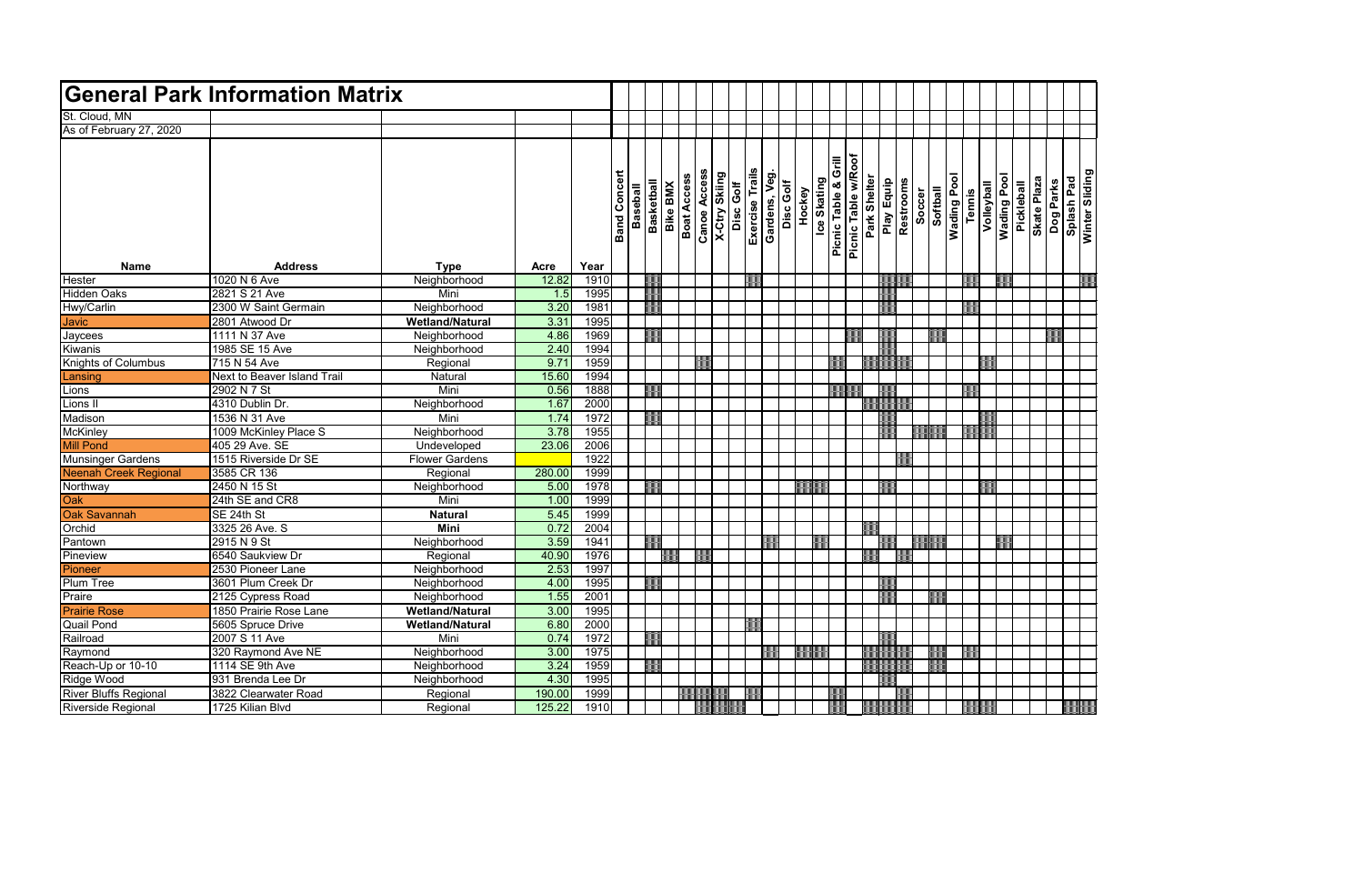# General Park Information Matrix

St. Cloud, MN

As of February 27, 2020

| Name | Address | Type | Acre | Year | Band Concert | Baseball | Basketball | Bike BMX | Boat Access | Canoe Access | X-Ctry Skiing | Disc Golf | Exercise Trails | Gardens, Veg. | Disc Golf | Hockey | Ice Skating | Picnic Table & Grill | Picnic Table w/Roof | Park Shelter | Play Equip | Restrooms | Soccer | Softball | Wading Pool | Tennis | Volleyball | Wading Pool | Pickleball | Skate Plaza | Dog Parks | Splash Pad | Winter Sliding |
|---|---|---|---|---|---|---|---|---|---|---|---|---|---|---|---|---|---|---|---|---|---|---|---|---|---|---|---|---|---|---|---|---|---|
| Hester | 1020 N 6 Ave | Neighborhood | 12.82 | 1910 | | | X | | | | | | X | | | | | | | | X | X | | | | X | | X | | | | | X |
| Hidden Oaks | 2821 S 21 Ave | Mini | 1.5 | 1995 | | | X | | | | | | | | | | | | | | X | | | | | | | | | | | | |
| Hwy/Carlin | 2300 W Saint Germain | Neighborhood | 3.20 | 1981 | | | X | | | | | | | | | | | | | | X | | | | | X | | | | | | | |
| Javic | 2801 Atwood Dr | **Wetland/Natural** | 3.31 | 1995 | | | | | | | | | | | | | | | | | | | | | | | | | | | | | |
| Jaycees | 1111 N 37 Ave | Neighborhood | 4.86 | 1969 | | | X | | | | | | | | | | | | X | | X | | | X | | | | | | | X | | |
| Kiwanis | 1985 SE 15 Ave | Neighborhood | 2.40 | 1994 | | | | | | | | | | | | | | | | | X | | | | | | | | | | | | |
| Knights of Columbus | 715 N 54 Ave | Regional | 9.71 | 1959 | | | | | | | X | | | | | | | X | | X | X | X | | | | | X | | | | | | |
| Lansing | Next to Beaver Island Trail | Natural | 15.60 | 1994 | | | | | | | | | | | | | | | | | | | | | | | | | | | | | |
| Lions | 2902 N 7 St | Mini | 0.56 | 1888 | | | X | | | | | | | | | | | | | | X | | | | | X | | | | | | | |
| Lions II | 4310 Dublin Dr. | Neighborhood | 1.67 | 2000 | | | | | | | | | | | | | | X | X | X | X | X | | | | | | | | | | | |
| Madison | 1536 N 31 Ave | Mini | 1.74 | 1972 | | | X | | | | | | | | | | | | | | | | | | | | | | | | | | |
| McKinley | 1009 McKinley Place S | Neighborhood | 3.78 | 1955 | | | | | | | | | | | | | | | | | X | | X | X | | X | X | | | | | | |
| Mill Pond | 405 29 Ave. SE | Undeveloped | 23.06 | 2006 | | | | | | | | | | | | | | | | | | | | | | | | | | | | | |
| Munsinger Gardens | 1515 Riverside Dr SE | Flower Gardens | | 1922 | | | | | | | | | | | | | | | | | | X | | | | | | | | | | | |
| Neenah Creek Regional | 3585 CR 136 | Regional | 280.00 | 1999 | | | | | | | | | | | | | | | | | | | | | | | | | | | | | |
| Northway | 2450 N 15 St | Neighborhood | 5.00 | 1978 | | | X | | | | | | | | | X | X | | | | X | | | | | | X | | | | | | |
| Oak | 24th SE and CR8 | Mini | 1.00 | 1999 | | | | | | | | | | | | | | | | | | | | | | | | | | | | | |
| Oak Savannah | SE 24th St | **Natural** | 5.45 | 1999 | | | | | | | | | | | | | | | | | | | | | | | | | | | | | |
| Orchid | 3325 26 Ave. S | **Mini** | 0.72 | 2004 | | | | | | | | | | | | | | | | X | | | | | | | | | | | | | |
| Pantown | 2915 N 9 St | Neighborhood | 3.59 | 1941 | | | X | | | | | | | X | | | X | | | | X | | X | X | | | | X | | | | | |
| Pineview | 6540 Saukview Dr | Regional | 40.90 | 1976 | | | | X | | X | | | | | | | | | | X | | X | | | | | | | | | | | |
| Pioneer | 2530 Pioneer Lane | Neighborhood | 2.53 | 1997 | | | | | | | | | | | | | | | | | | | | | | | | | | | | | |
| Plum Tree | 3601 Plum Creek Dr | Neighborhood | 4.00 | 1995 | | | X | | | | | | | | | | | | | | X | | | | | | | | | | | | |
| Praire | 2125 Cypress Road | Neighborhood | 1.55 | 2001 | | | | | | | | | | | | | | | | | X | | | X | | | | | | | | | |
| Prairie Rose | 1850 Prairie Rose Lane | **Wetland/Natural** | 3.00 | 1995 | | | | | | | | | | | | | | | | | | | | | | | | | | | | | |
| Quail Pond | 5605 Spruce Drive | **Wetland/Natural** | 6.80 | 2000 | | | | | | | | | X | | | | | | | | | | | | | | | | | | | | |
| Railroad | 2007 S 11 Ave | Mini | 0.74 | 1972 | | | X | | | | | | | | | | | | | | X | | | | | | | | | | | | |
| Raymond | 320 Raymond Ave NE | Neighborhood | 3.00 | 1975 | | | | | | | | | | X | | X | X | | | X | X | X | | X | | X | | | | | | | |
| Reach-Up or 10-10 | 1114 SE 9th Ave | Neighborhood | 3.24 | 1959 | | | X | | | | | | | | | | | | | X | X | X | | X | | | | | | | | | |
| Ridge Wood | 931 Brenda Lee Dr | Neighborhood | 4.30 | 1995 | | | | | | | | | | | | | | | | | X | | | | | | | | | | | | |
| River Bluffs Regional | 3822 Clearwater Road | Regional | 190.00 | 1999 | | | | | X | X | X | | X | | | | | X | | | | X | | | | | | | | | | | |
| Riverside Regional | 1725 Kilian Blvd | Regional | 125.22 | 1910 | | | | | | X | X | X | | | | | | X | | X | X | X | | | | X | X | | | | | X | X |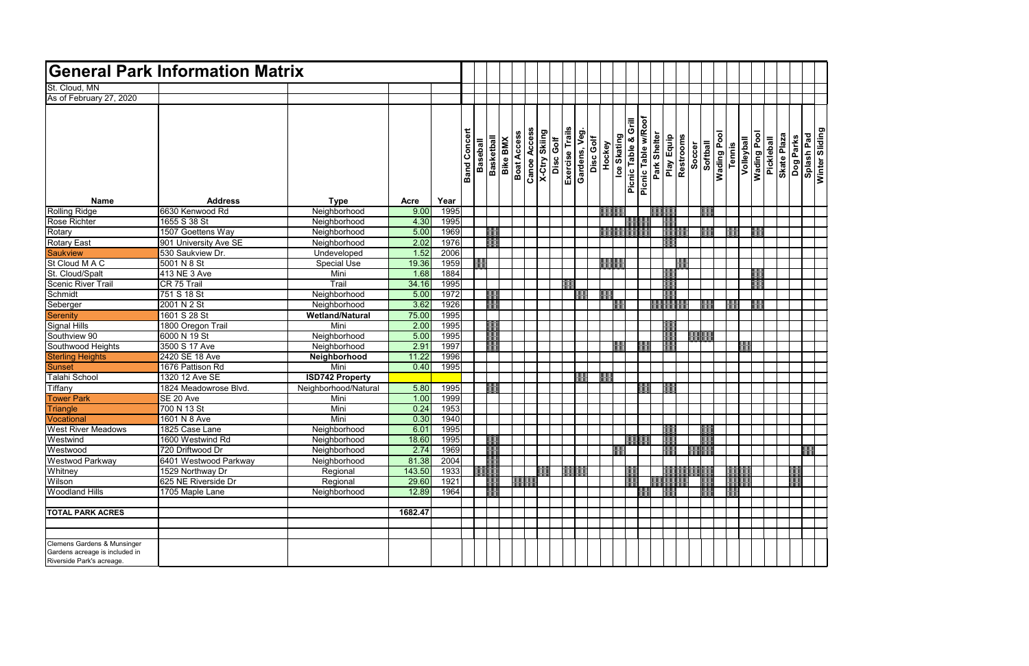# General Park Information Matrix

St. Cloud, MN

As of February 27, 2020

Shaded amenity cells are shown as X.

| Name | Address | Type | Acre | Year | Band Concert | Baseball | Basketball | Bike BMX | Boat Access | Canoe Access | X-Ctry Skiing | Disc Golf | Exercise Trails | Gardens, Veg. | Disc Golf | Hockey | Ice Skating | Picnic Table & Grill | Picnic Table w/Roof | Park Shelter | Play Equip | Restrooms | Soccer | Softball | Wading Pool | Tennis | Volleyball | Wading Pool | Pickleball | Skate Plaza | Dog Parks | Splash Pad | Winter Sliding |
|---|---|---|---|---|---|---|---|---|---|---|---|---|---|---|---|---|---|---|---|---|---|---|---|---|---|---|---|---|---|---|---|---|---|
| Rolling Ridge | 6630 Kenwood Rd | Neighborhood | 9.00 | 1995 | | | | | | | | | | | | X | X | | | X | X | | | X | | | | | | | | | |
| Rose Richter | 1655 S 38 St | Neighborhood | 4.30 | 1995 | | | | | | | | | | | | | | X | X | | X | | | | | | | | | | | | |
| Rotary | 1507 Goettens Way | Neighborhood | 5.00 | 1969 | | | X | | | | | | | | | X | X | X | X | | X | X | | X | | X | | X | | | | | |
| Rotary East | 901 University Ave SE | Neighborhood | 2.02 | 1976 | | | X | | | | | | | | | | | | | | X | | | | | | | | | | | | |
| Saukview | 530 Saukview Dr. | Undeveloped | 1.52 | 2006 | | | | | | | | | | | | | | | | | | | | | | | | | | | | | |
| St Cloud M A C | 5001 N 8 St | Special Use | 19.36 | 1959 | | X | | | | | | | | | | X | X | | | | | X | | | | | | | | | | | |
| St. Cloud/Spalt | 413 NE 3 Ave | Mini | 1.68 | 1884 | | | | | | | | | | | | | | | | | X | | | | | | | X | | | | | |
| Scenic River Trail | CR 75 Trail | Trail | 34.16 | 1995 | | | | | | | | | X | | | | | | | | X | | | | | | | X | | | | | |
| Schmidt | 751 S 18 St | Neighborhood | 5.00 | 1972 | | | X | | | | | | | X | | X | | | | | X | | | | | | | | | | | | |
| Seberger | 2001 N 2 St | Neighborhood | 3.62 | 1926 | | | X | | | | | | | | | | X | | | X | X | X | | X | | X | | X | | | | | |
| Serenity | 1601 S 28 St | **Wetland/Natural** | 75.00 | 1995 | | | | | | | | | | | | | | | | | | | | | | | | | | | | | |
| Signal Hills | 1800 Oregon Trail | Mini | 2.00 | 1995 | | | | | | | | | | | | | | | | | X | | | | | | | | | | | | |
| Southview 90 | 6000 N 19 St | Neighborhood | 5.00 | 1995 | | | X | | | | | | | | | | | | | | X | | X | X | | | | | | | | | |
| Southwood Heights | 3500 S 17 Ave | Neighborhood | 2.91 | 1997 | | | X | | | | | | | | | | X | | X | | X | | | | | | X | | | | | | |
| Sterling Heights | 2420 SE 18 Ave | **Neighborhood** | 11.22 | 1996 | | | | | | | | | | | | | | | | | | | | | | | | | | | | | |
| Sunset | 1676 Pattison Rd | Mini | 0.40 | 1995 | | | | | | | | | | | | | | | | | | | | | | | | | | | | | |
| Talahi School | 1320 12 Ave SE | **ISD742 Property** | | | | | | | | | | | | X | | X | | | | | | | | | | | | | | | | | |
| Tiffany | 1824 Meadowrose Blvd. | Neighborhood/Natural | 5.80 | 1995 | | | X | | | | | | | | | | | | X | | X | | | | | | | | | | | | |
| Tower Park | SE 20 Ave | Mini | 1.00 | 1999 | | | | | | | | | | | | | | | | | | | | | | | | | | | | | |
| Triangle | 700 N 13 St | Mini | 0.24 | 1953 | | | | | | | | | | | | | | | | | | | | | | | | | | | | | |
| Vocational | 1601 N 8 Ave | Mini | 0.30 | 1940 | | | | | | | | | | | | | | | | | | | | | | | | | | | | | |
| West River Meadows | 1825 Case Lane | Neighborhood | 6.01 | 1995 | | | | | | | | | | | | | | | | | X | | | | | | | | | | | | |
| Westwind | 1600 Westwind Rd | Neighborhood | 18.60 | 1995 | | | X | | | | | | | | | | | X | X | | X | | | X | | | | | | | | | |
| Westwood | 720 Driftwood Dr | Neighborhood | 2.74 | 1969 | | | X | | | | | | | | | | X | | | | X | | X | X | | | | | | | | X | |
| Westwod Parkway | 6401 Westwood Parkway | Neighborhood | 81.38 | 2004 | | | X | | | | | | | | | | | | | | | | | | | | | | | | | | |
| Whitney | 1529 Northway Dr | Regional | 143.50 | 1933 | | X | X | | | | X | | X | X | | | | X | | | X | X | X | X | | X | X | | | | X | | |
| Wilson | 625 NE Riverside Dr | Regional | 29.60 | 1921 | | | X | | X | X | | | | | | | | X | | X | X | X | | X | | X | X | | | | X | | |
| Woodland Hills | 1705 Maple Lane | Neighborhood | 12.89 | 1964 | | | X | | | | | | | | | | | | X | | X | | | X | | X | | | | | | | |
| | | | | | | | | | | | | | | | | | | | | | | | | | | | | | | | | | |
| **TOTAL PARK ACRES** | | | 1682.47 | | | | | | | | | | | | | | | | | | | | | | | | | | | | | | |

Clemens Gardens & Munsinger Gardens acreage is included in Riverside Park's acreage.